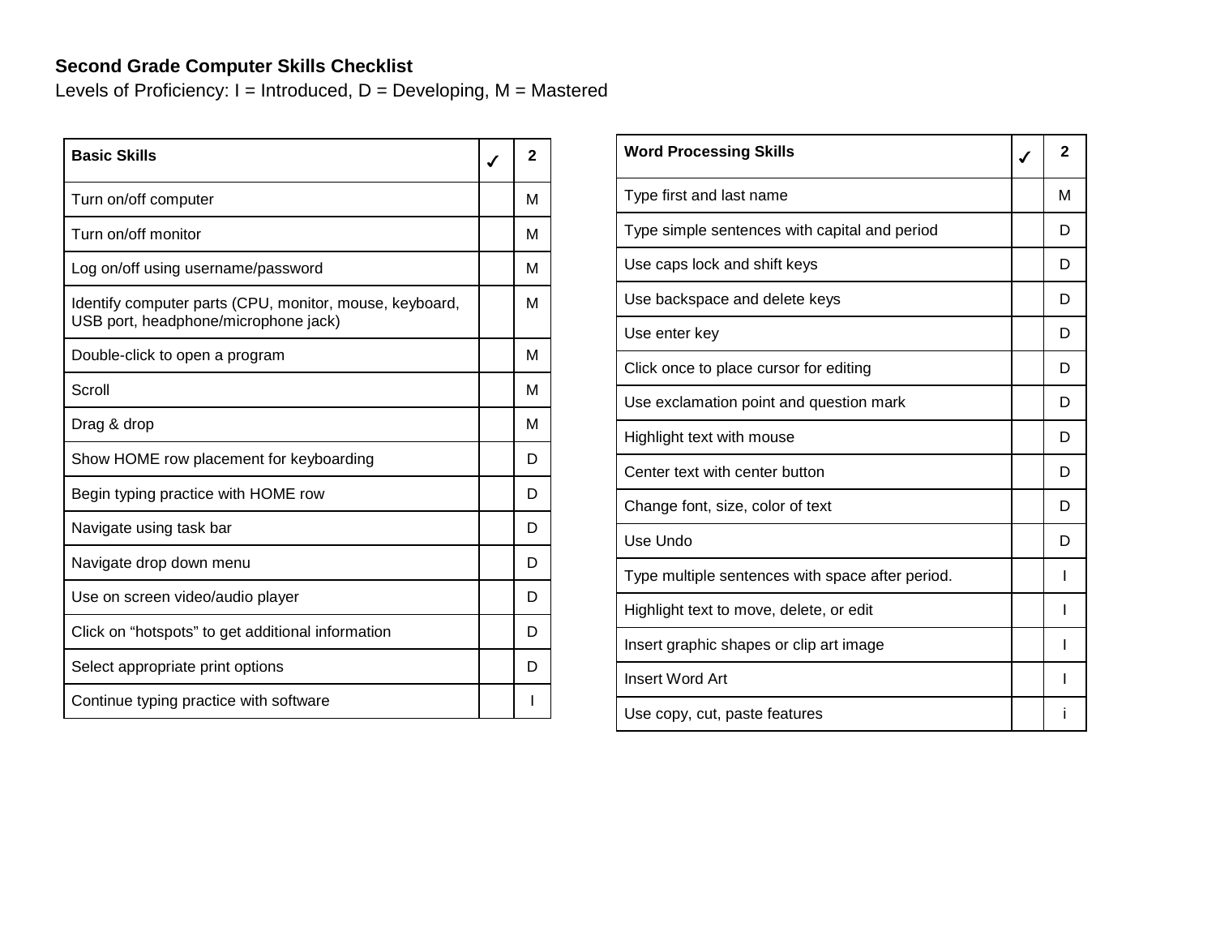**Second Grade Computer Skills Checklist**

Levels of Proficiency: I = Introduced, D = Developing, M = Mastered

| Basic Skills | ✓ | 2 |
|---|---|---|
| Turn on/off computer | | M |
| Turn on/off monitor | | M |
| Log on/off using username/password | | M |
| Identify computer parts (CPU, monitor, mouse, keyboard, USB port, headphone/microphone jack) | | M |
| Double-click to open a program | | M |
| Scroll | | M |
| Drag & drop | | M |
| Show HOME row placement for keyboarding | | D |
| Begin typing practice with HOME row | | D |
| Navigate using task bar | | D |
| Navigate drop down menu | | D |
| Use on screen video/audio player | | D |
| Click on “hotspots” to get additional information | | D |
| Select appropriate print options | | D |
| Continue typing practice with software | | I |

| Word Processing Skills | ✓ | 2 |
|---|---|---|
| Type first and last name | | M |
| Type simple sentences with capital and period | | D |
| Use caps lock and shift keys | | D |
| Use backspace and delete keys | | D |
| Use enter key | | D |
| Click once to place cursor for editing | | D |
| Use exclamation point and question mark | | D |
| Highlight text with mouse | | D |
| Center text with center button | | D |
| Change font, size, color of text | | D |
| Use Undo | | D |
| Type multiple sentences with space after period. | | I |
| Highlight text to move, delete, or edit | | I |
| Insert graphic shapes or clip art image | | I |
| Insert Word Art | | I |
| Use copy, cut, paste features | | i |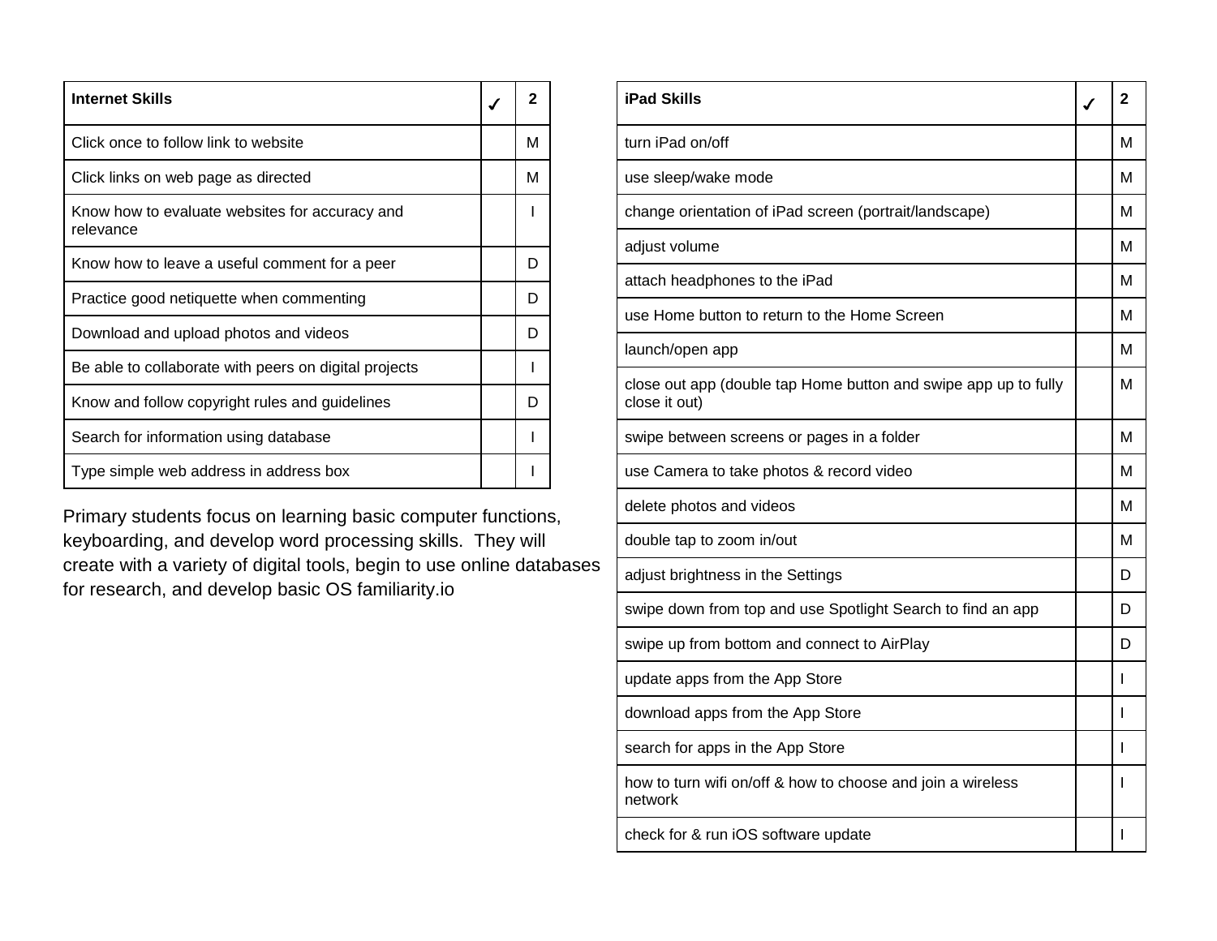| Internet Skills | ✓ | 2 |
|---|---|---|
| Click once to follow link to website | | M |
| Click links on web page as directed | | M |
| Know how to evaluate websites for accuracy and relevance | | I |
| Know how to leave a useful comment for a peer | | D |
| Practice good netiquette when commenting | | D |
| Download and upload photos and videos | | D |
| Be able to collaborate with peers on digital projects | | I |
| Know and follow copyright rules and guidelines | | D |
| Search for information using database | | I |
| Type simple web address in address box | | I |

Primary students focus on learning basic computer functions, keyboarding, and develop word processing skills. They will create with a variety of digital tools, begin to use online databases for research, and develop basic OS familiarity.io

| iPad Skills | ✓ | 2 |
|---|---|---|
| turn iPad on/off | | M |
| use sleep/wake mode | | M |
| change orientation of iPad screen (portrait/landscape) | | M |
| adjust volume | | M |
| attach headphones to the iPad | | M |
| use Home button to return to the Home Screen | | M |
| launch/open app | | M |
| close out app (double tap Home button and swipe app up to fully close it out) | | M |
| swipe between screens or pages in a folder | | M |
| use Camera to take photos & record video | | M |
| delete photos and videos | | M |
| double tap to zoom in/out | | M |
| adjust brightness in the Settings | | D |
| swipe down from top and use Spotlight Search to find an app | | D |
| swipe up from bottom and connect to AirPlay | | D |
| update apps from the App Store | | I |
| download apps from the App Store | | I |
| search for apps in the App Store | | I |
| how to turn wifi on/off & how to choose and join a wireless network | | I |
| check for & run iOS software update | | I |